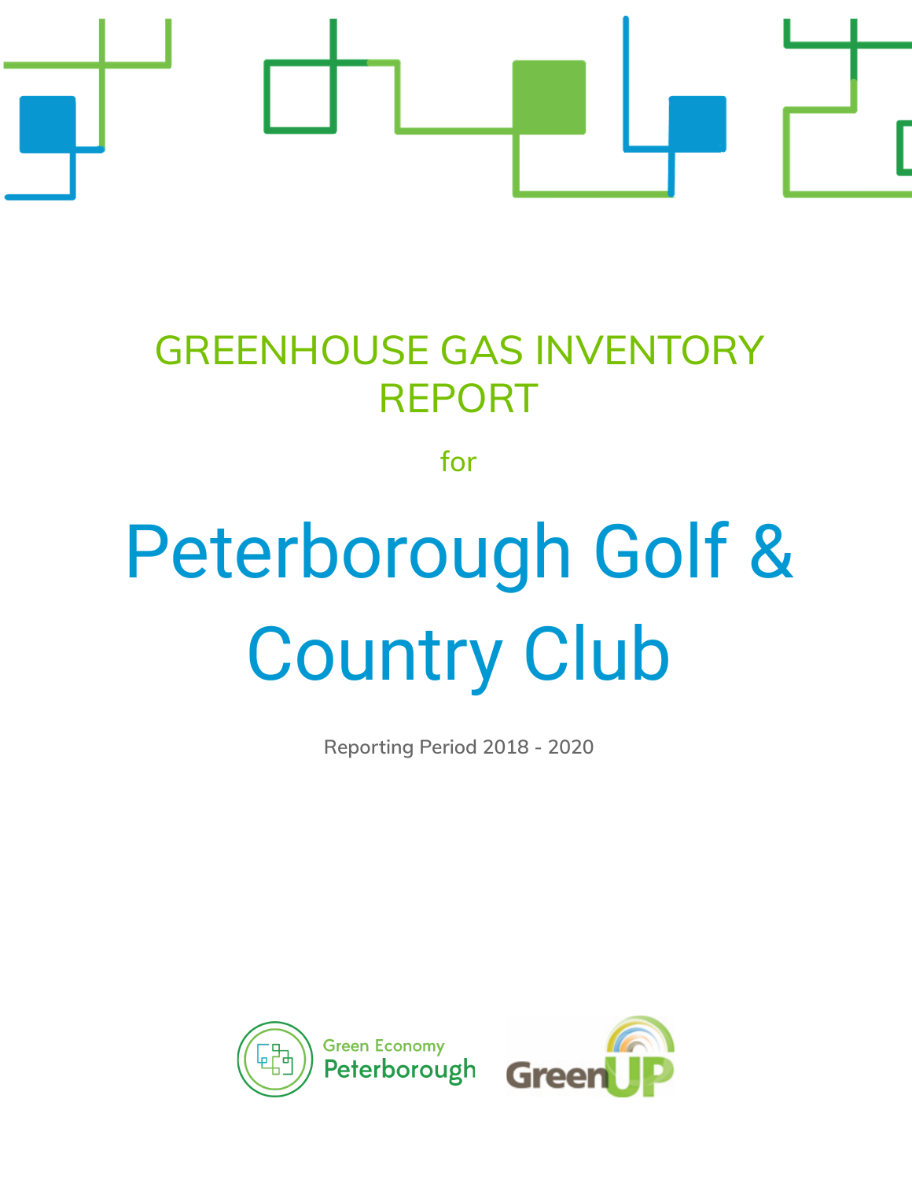# GREENHOUSE GAS INVENTORY REPORT

for

# Peterborough Golf & Country Club

Reporting Period 2018 - 2020

Green Economy Peterborough

GreenUP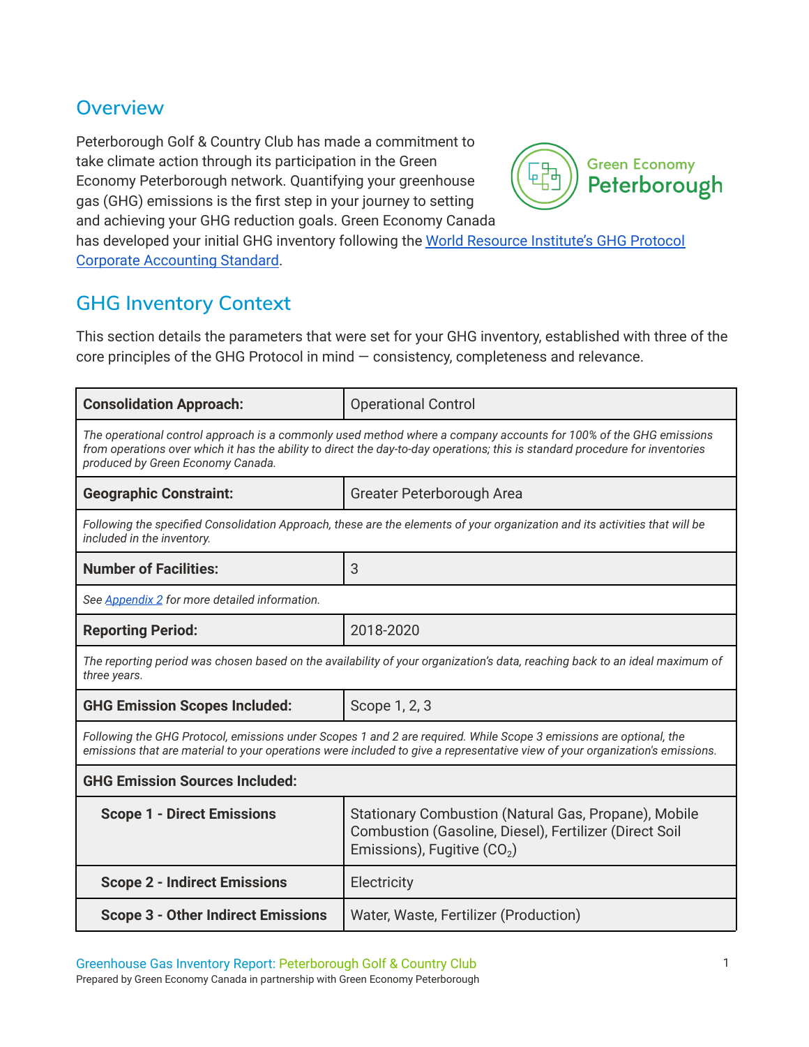## Overview

Peterborough Golf & Country Club has made a commitment to take climate action through its participation in the Green Economy Peterborough network. Quantifying your greenhouse gas (GHG) emissions is the first step in your journey to setting and achieving your GHG reduction goals. Green Economy Canada has developed your initial GHG inventory following the [World Resource Institute's GHG Protocol Corporate Accounting Standard](#).

## GHG Inventory Context

This section details the parameters that were set for your GHG inventory, established with three of the core principles of the GHG Protocol in mind — consistency, completeness and relevance.

| | |
|---|---|
| **Consolidation Approach:** | Operational Control |
| *The operational control approach is a commonly used method where a company accounts for 100% of the GHG emissions from operations over which it has the ability to direct the day-to-day operations; this is standard procedure for inventories produced by Green Economy Canada.* | |
| **Geographic Constraint:** | Greater Peterborough Area |
| *Following the specified Consolidation Approach, these are the elements of your organization and its activities that will be included in the inventory.* | |
| **Number of Facilities:** | 3 |
| *See [Appendix 2](#) for more detailed information.* | |
| **Reporting Period:** | 2018-2020 |
| *The reporting period was chosen based on the availability of your organization's data, reaching back to an ideal maximum of three years.* | |
| **GHG Emission Scopes Included:** | Scope 1, 2, 3 |
| *Following the GHG Protocol, emissions under Scopes 1 and 2 are required. While Scope 3 emissions are optional, the emissions that are material to your operations were included to give a representative view of your organization's emissions.* | |
| **GHG Emission Sources Included:** | |
| **Scope 1 - Direct Emissions** | Stationary Combustion (Natural Gas, Propane), Mobile Combustion (Gasoline, Diesel), Fertilizer (Direct Soil Emissions), Fugitive ($CO_2$) |
| **Scope 2 - Indirect Emissions** | Electricity |
| **Scope 3 - Other Indirect Emissions** | Water, Waste, Fertilizer (Production) |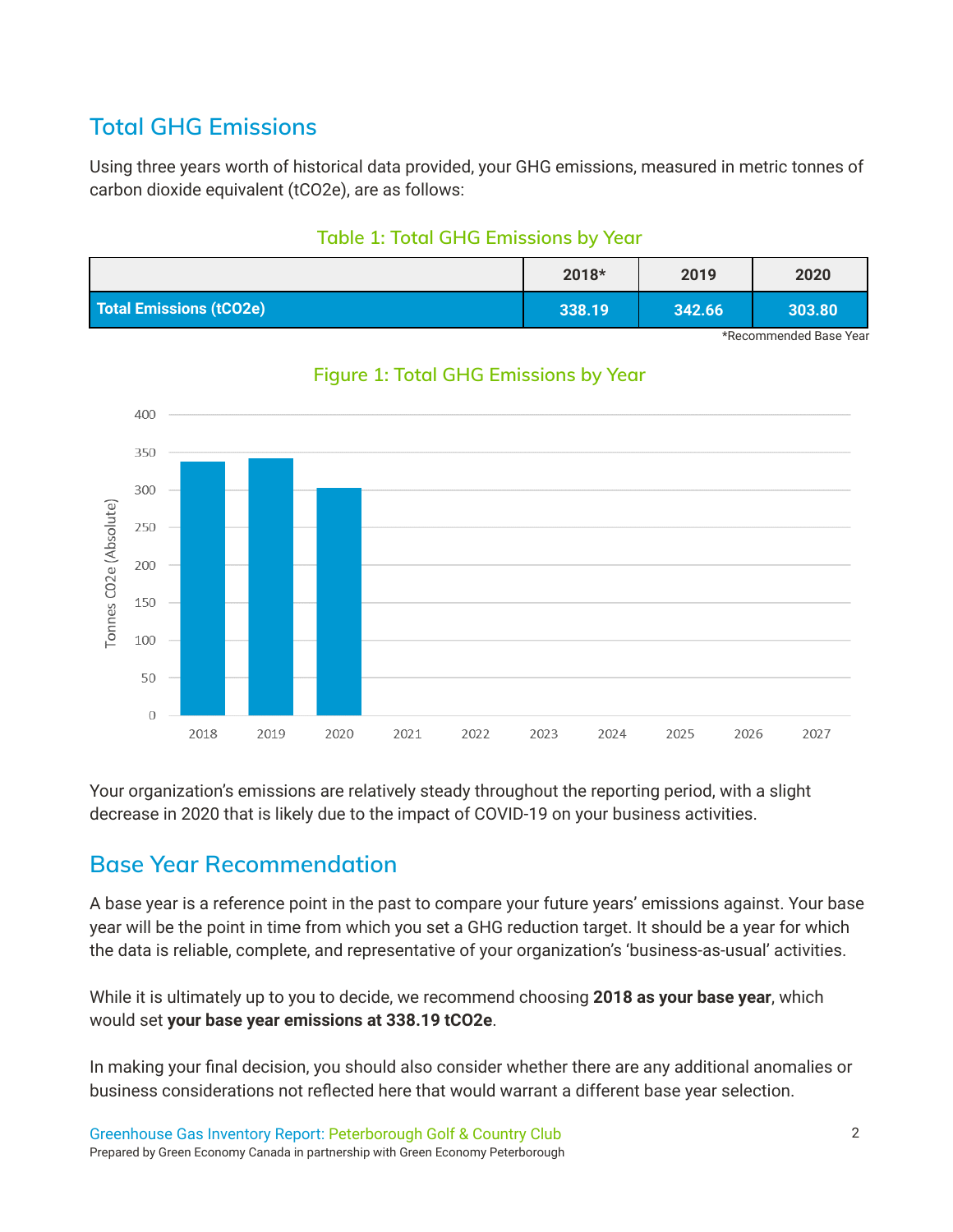## Total GHG Emissions

Using three years worth of historical data provided, your GHG emissions, measured in metric tonnes of carbon dioxide equivalent (tCO2e), are as follows:

Table 1: Total GHG Emissions by Year

| | 2018* | 2019 | 2020 |
|---|---|---|---|
| **Total Emissions (tCO2e)** | 338.19 | 342.66 | 303.80 |

*Recommended Base Year

Figure 1: Total GHG Emissions by Year

Tonnes C02e (Absolute)
400
350
300
250
200
150
100
50
0
2018 2019 2020 2021 2022 2023 2024 2025 2026 2027

Your organization's emissions are relatively steady throughout the reporting period, with a slight decrease in 2020 that is likely due to the impact of COVID-19 on your business activities.

## Base Year Recommendation

A base year is a reference point in the past to compare your future years' emissions against. Your base year will be the point in time from which you set a GHG reduction target. It should be a year for which the data is reliable, complete, and representative of your organization's 'business-as-usual' activities.

While it is ultimately up to you to decide, we recommend choosing **2018 as your base year**, which would set **your base year emissions at 338.19 tCO2e**.

In making your final decision, you should also consider whether there are any additional anomalies or business considerations not reflected here that would warrant a different base year selection.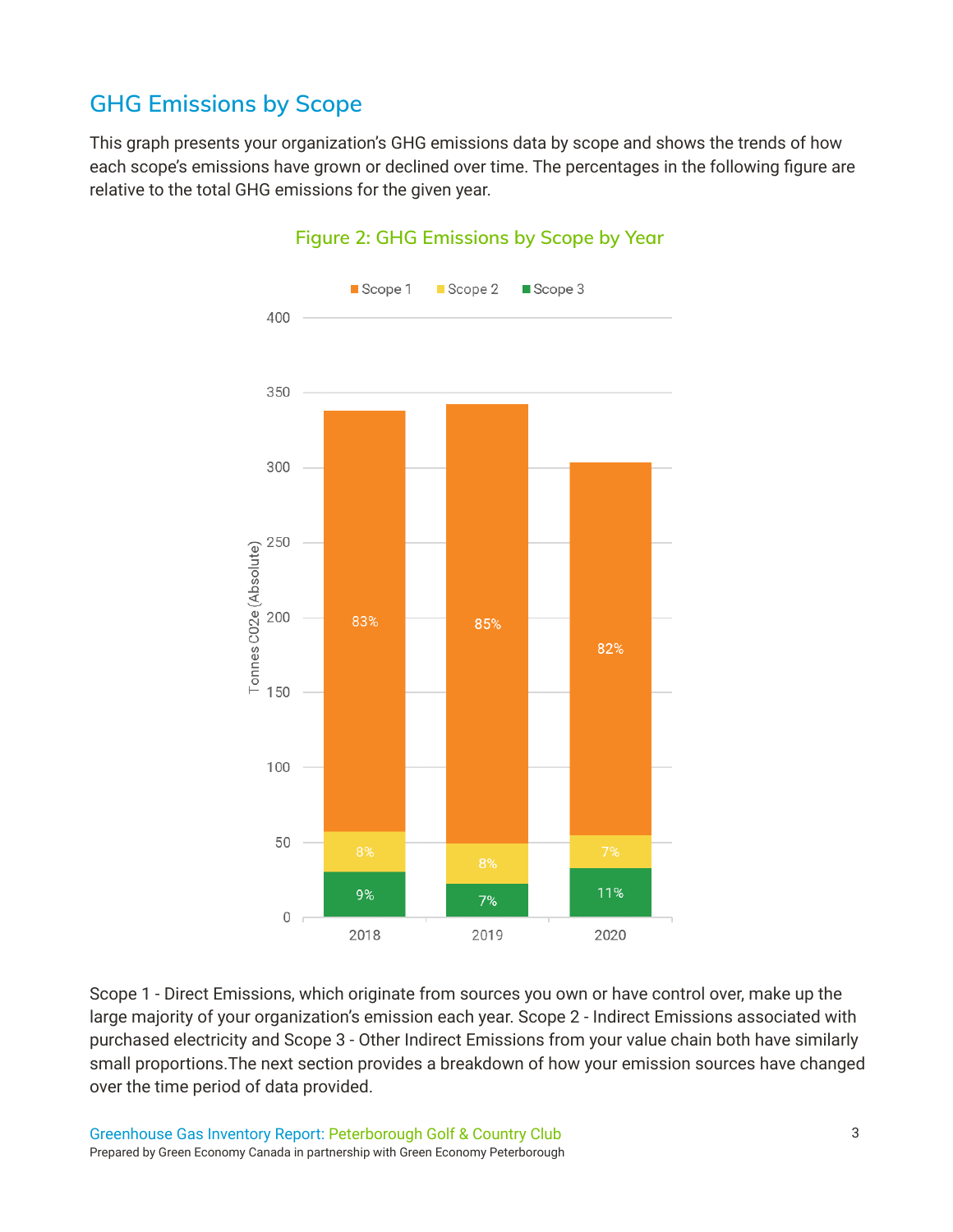## GHG Emissions by Scope

This graph presents your organization's GHG emissions data by scope and shows the trends of how each scope's emissions have grown or declined over time. The percentages in the following figure are relative to the total GHG emissions for the given year.

Figure 2: GHG Emissions by Scope by Year

Scope 1 - Direct Emissions, which originate from sources you own or have control over, make up the large majority of your organization's emission each year. Scope 2 - Indirect Emissions associated with purchased electricity and Scope 3 - Other Indirect Emissions from your value chain both have similarly small proportions.The next section provides a breakdown of how your emission sources have changed over the time period of data provided.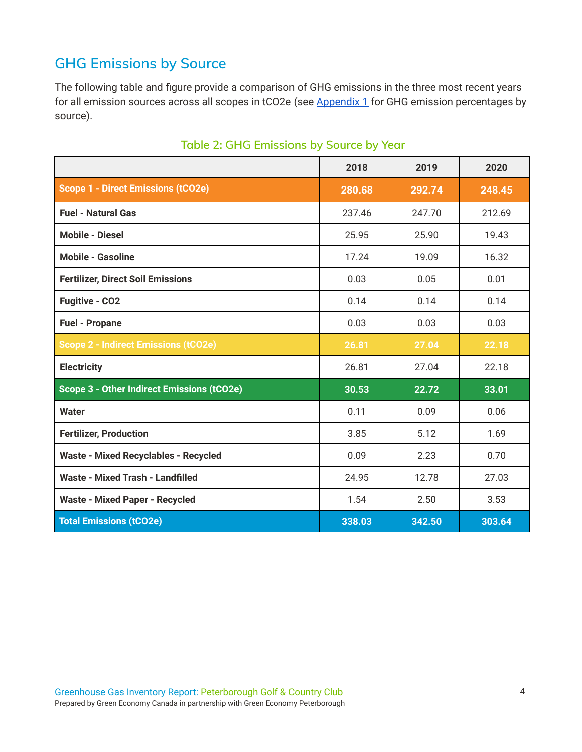## GHG Emissions by Source

The following table and figure provide a comparison of GHG emissions in the three most recent years for all emission sources across all scopes in tCO2e (see [Appendix 1](#) for GHG emission percentages by source).

### Table 2: GHG Emissions by Source by Year

| | 2018 | 2019 | 2020 |
|---|---|---|---|
| **Scope 1 - Direct Emissions (tCO2e)** | **280.68** | **292.74** | **248.45** |
| **Fuel - Natural Gas** | 237.46 | 247.70 | 212.69 |
| **Mobile - Diesel** | 25.95 | 25.90 | 19.43 |
| **Mobile - Gasoline** | 17.24 | 19.09 | 16.32 |
| **Fertilizer, Direct Soil Emissions** | 0.03 | 0.05 | 0.01 |
| **Fugitive - CO2** | 0.14 | 0.14 | 0.14 |
| **Fuel - Propane** | 0.03 | 0.03 | 0.03 |
| **Scope 2 - Indirect Emissions (tCO2e)** | **26.81** | **27.04** | **22.18** |
| **Electricity** | 26.81 | 27.04 | 22.18 |
| **Scope 3 - Other Indirect Emissions (tCO2e)** | **30.53** | **22.72** | **33.01** |
| **Water** | 0.11 | 0.09 | 0.06 |
| **Fertilizer, Production** | 3.85 | 5.12 | 1.69 |
| **Waste - Mixed Recyclables - Recycled** | 0.09 | 2.23 | 0.70 |
| **Waste - Mixed Trash - Landfilled** | 24.95 | 12.78 | 27.03 |
| **Waste - Mixed Paper - Recycled** | 1.54 | 2.50 | 3.53 |
| **Total Emissions (tCO2e)** | **338.03** | **342.50** | **303.64** |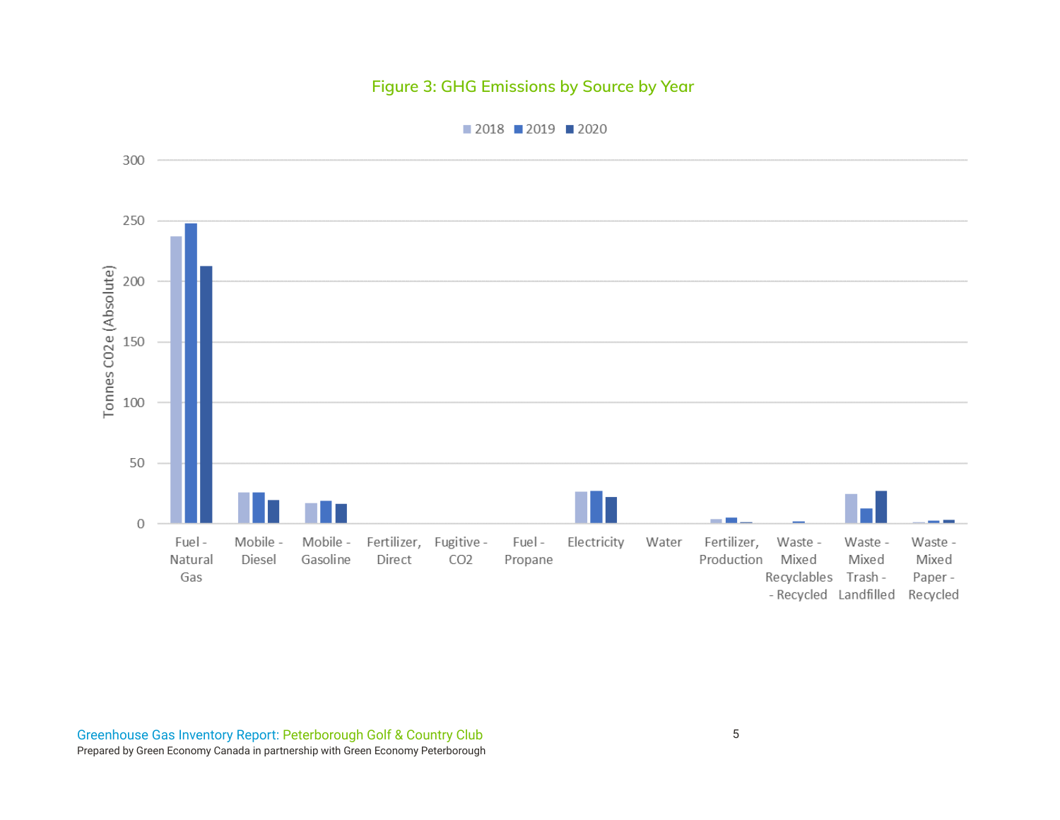Figure 3: GHG Emissions by Source by Year

2018 2019 2020

Tonnes CO2e (Absolute)

300
250
200
150
100
50
0

Fuel - Natural Gas
Mobile - Diesel
Mobile - Gasoline
Fertilizer, Direct
Fugitive - CO2
Fuel - Propane
Electricity
Water
Fertilizer, Production
Waste - Mixed Recyclables - Recycled
Waste - Mixed Trash - Landfilled
Waste - Mixed Paper - Recycled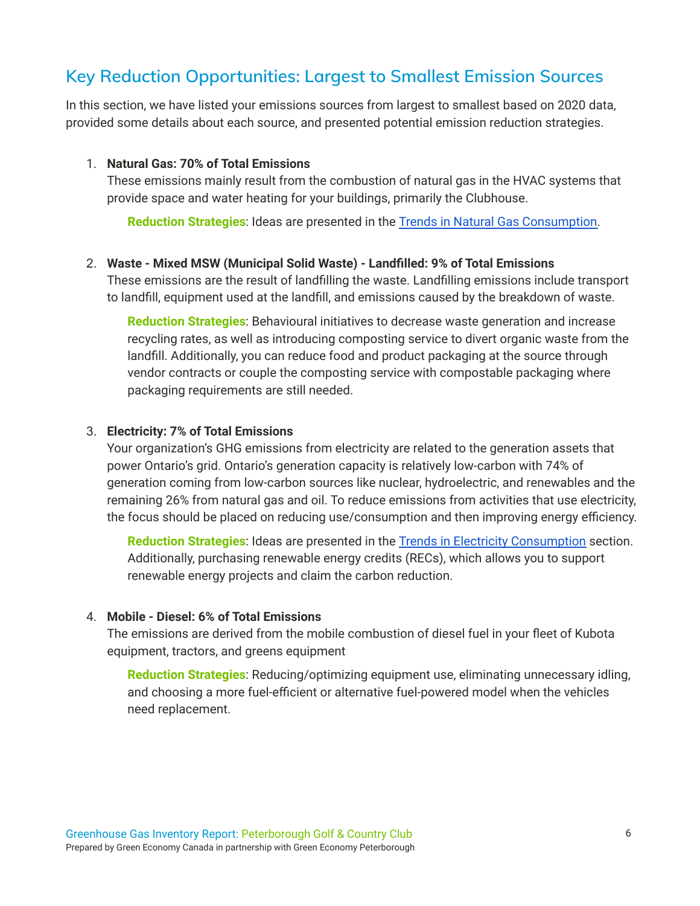## Key Reduction Opportunities: Largest to Smallest Emission Sources

In this section, we have listed your emissions sources from largest to smallest based on 2020 data, provided some details about each source, and presented potential emission reduction strategies.

1. **Natural Gas: 70% of Total Emissions**
   These emissions mainly result from the combustion of natural gas in the HVAC systems that provide space and water heating for your buildings, primarily the Clubhouse.

   **Reduction Strategies**: Ideas are presented in the Trends in Natural Gas Consumption.

2. **Waste - Mixed MSW (Municipal Solid Waste) - Landfilled: 9% of Total Emissions**
   These emissions are the result of landfilling the waste. Landfilling emissions include transport to landfill, equipment used at the landfill, and emissions caused by the breakdown of waste.

   **Reduction Strategies**: Behavioural initiatives to decrease waste generation and increase recycling rates, as well as introducing composting service to divert organic waste from the landfill. Additionally, you can reduce food and product packaging at the source through vendor contracts or couple the composting service with compostable packaging where packaging requirements are still needed.

3. **Electricity: 7% of Total Emissions**
   Your organization's GHG emissions from electricity are related to the generation assets that power Ontario's grid. Ontario's generation capacity is relatively low-carbon with 74% of generation coming from low-carbon sources like nuclear, hydroelectric, and renewables and the remaining 26% from natural gas and oil. To reduce emissions from activities that use electricity, the focus should be placed on reducing use/consumption and then improving energy efficiency.

   **Reduction Strategies**: Ideas are presented in the Trends in Electricity Consumption section. Additionally, purchasing renewable energy credits (RECs), which allows you to support renewable energy projects and claim the carbon reduction.

4. **Mobile - Diesel: 6% of Total Emissions**
   The emissions are derived from the mobile combustion of diesel fuel in your fleet of Kubota equipment, tractors, and greens equipment

   **Reduction Strategies**: Reducing/optimizing equipment use, eliminating unnecessary idling, and choosing a more fuel-efficient or alternative fuel-powered model when the vehicles need replacement.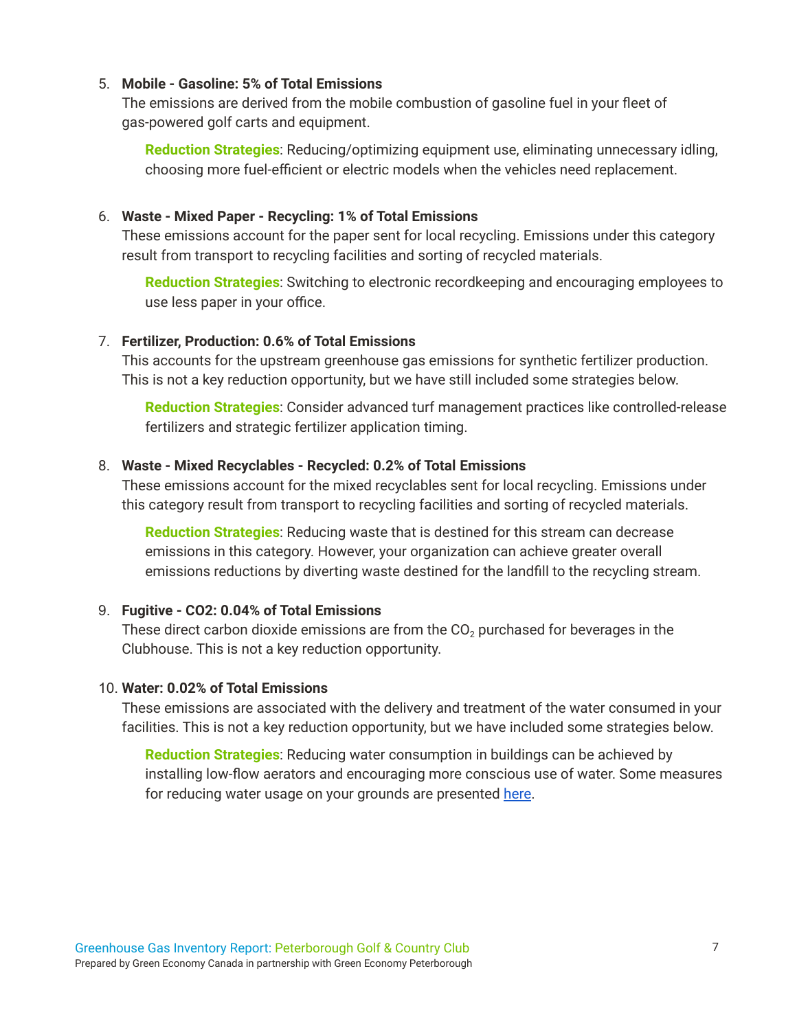5. **Mobile - Gasoline: 5% of Total Emissions**
   The emissions are derived from the mobile combustion of gasoline fuel in your fleet of gas-powered golf carts and equipment.

   **Reduction Strategies**: Reducing/optimizing equipment use, eliminating unnecessary idling, choosing more fuel-efficient or electric models when the vehicles need replacement.

6. **Waste - Mixed Paper - Recycling: 1% of Total Emissions**
   These emissions account for the paper sent for local recycling. Emissions under this category result from transport to recycling facilities and sorting of recycled materials.

   **Reduction Strategies**: Switching to electronic recordkeeping and encouraging employees to use less paper in your office.

7. **Fertilizer, Production: 0.6% of Total Emissions**
   This accounts for the upstream greenhouse gas emissions for synthetic fertilizer production. This is not a key reduction opportunity, but we have still included some strategies below.

   **Reduction Strategies**: Consider advanced turf management practices like controlled-release fertilizers and strategic fertilizer application timing.

8. **Waste - Mixed Recyclables - Recycled: 0.2% of Total Emissions**
   These emissions account for the mixed recyclables sent for local recycling. Emissions under this category result from transport to recycling facilities and sorting of recycled materials.

   **Reduction Strategies**: Reducing waste that is destined for this stream can decrease emissions in this category. However, your organization can achieve greater overall emissions reductions by diverting waste destined for the landfill to the recycling stream.

9. **Fugitive - CO2: 0.04% of Total Emissions**
   These direct carbon dioxide emissions are from the $CO_2$ purchased for beverages in the Clubhouse. This is not a key reduction opportunity.

10. **Water: 0.02% of Total Emissions**
    These emissions are associated with the delivery and treatment of the water consumed in your facilities. This is not a key reduction opportunity, but we have included some strategies below.

    **Reduction Strategies**: Reducing water consumption in buildings can be achieved by installing low-flow aerators and encouraging more conscious use of water. Some measures for reducing water usage on your grounds are presented here.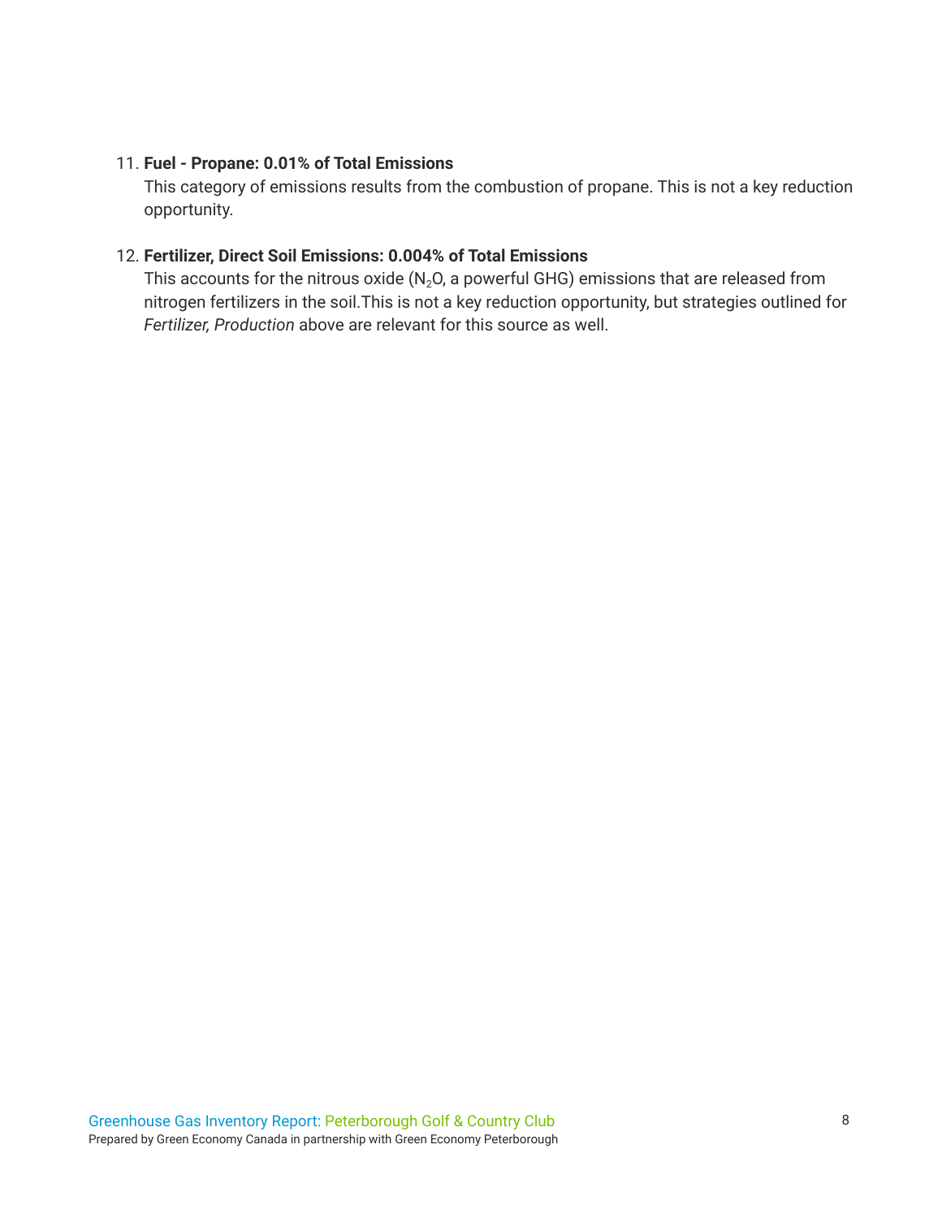11. **Fuel - Propane: 0.01% of Total Emissions**
    This category of emissions results from the combustion of propane. This is not a key reduction opportunity.

12. **Fertilizer, Direct Soil Emissions: 0.004% of Total Emissions**
    This accounts for the nitrous oxide ($N_2O$, a powerful GHG) emissions that are released from nitrogen fertilizers in the soil.This is not a key reduction opportunity, but strategies outlined for *Fertilizer, Production* above are relevant for this source as well.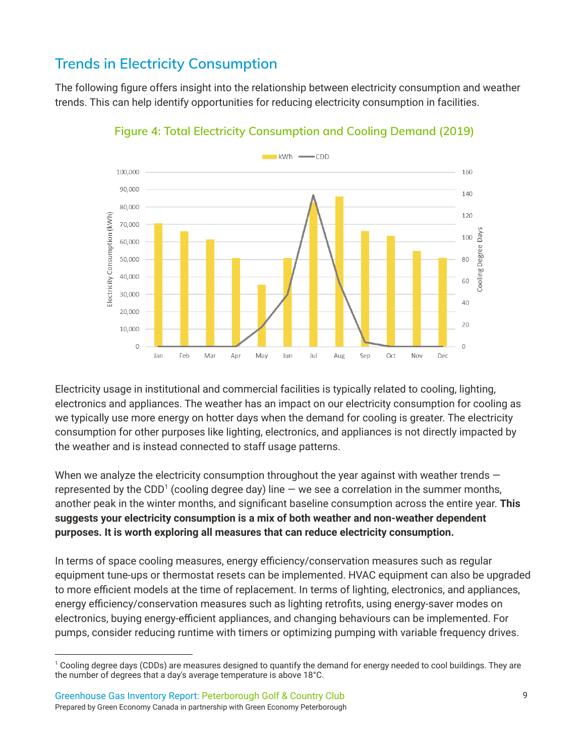## Trends in Electricity Consumption

The following figure offers insight into the relationship between electricity consumption and weather trends. This can help identify opportunities for reducing electricity consumption in facilities.

### Figure 4: Total Electricity Consumption and Cooling Demand (2019)

kWh
CDD

Electricity Consumption (kWh)
100,000
90,000
80,000
70,000
60,000
50,000
40,000
30,000
20,000
10,000
0

Cooling Degree Days
160
140
120
100
80
60
40
20
0

Jan Feb Mar Apr May Jun Jul Aug Sep Oct Nov Dec

Electricity usage in institutional and commercial facilities is typically related to cooling, lighting, electronics and appliances. The weather has an impact on our electricity consumption for cooling as we typically use more energy on hotter days when the demand for cooling is greater. The electricity consumption for other purposes like lighting, electronics, and appliances is not directly impacted by the weather and is instead connected to staff usage patterns.

When we analyze the electricity consumption throughout the year against with weather trends — represented by the CDD[1] (cooling degree day) line — we see a correlation in the summer months, another peak in the winter months, and significant baseline consumption across the entire year. **This suggests your electricity consumption is a mix of both weather and non-weather dependent purposes. It is worth exploring all measures that can reduce electricity consumption.**

In terms of space cooling measures, energy efficiency/conservation measures such as regular equipment tune-ups or thermostat resets can be implemented. HVAC equipment can also be upgraded to more efficient models at the time of replacement. In terms of lighting, electronics, and appliances, energy efficiency/conservation measures such as lighting retrofits, using energy-saver modes on electronics, buying energy-efficient appliances, and changing behaviours can be implemented. For pumps, consider reducing runtime with timers or optimizing pumping with variable frequency drives.

---

[1] Cooling degree days (CDDs) are measures designed to quantify the demand for energy needed to cool buildings. They are the number of degrees that a day's average temperature is above 18°C.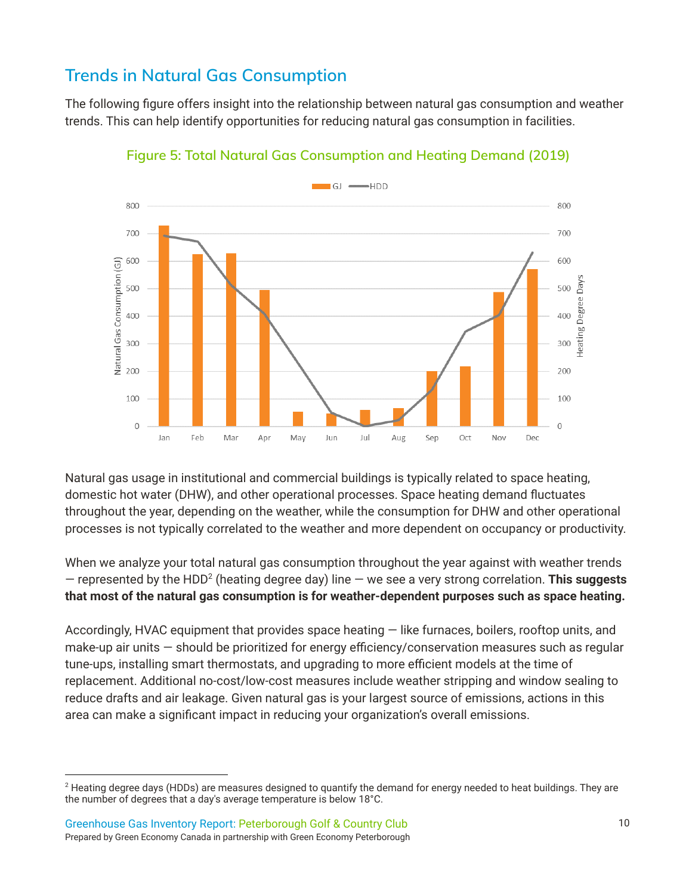## Trends in Natural Gas Consumption

The following figure offers insight into the relationship between natural gas consumption and weather trends. This can help identify opportunities for reducing natural gas consumption in facilities.

### Figure 5: Total Natural Gas Consumption and Heating Demand (2019)

GJ
HDD

Natural Gas Consumption (GJ)
Heating Degree Days

800
700
600
500
400
300
200
100
0

Jan
Feb
Mar
Apr
May
Jun
Jul
Aug
Sep
Oct
Nov
Dec

Natural gas usage in institutional and commercial buildings is typically related to space heating, domestic hot water (DHW), and other operational processes. Space heating demand fluctuates throughout the year, depending on the weather, while the consumption for DHW and other operational processes is not typically correlated to the weather and more dependent on occupancy or productivity.

When we analyze your total natural gas consumption throughout the year against with weather trends — represented by the HDD[2] (heating degree day) line — we see a very strong correlation. **This suggests that most of the natural gas consumption is for weather-dependent purposes such as space heating.**

Accordingly, HVAC equipment that provides space heating — like furnaces, boilers, rooftop units, and make-up air units — should be prioritized for energy efficiency/conservation measures such as regular tune-ups, installing smart thermostats, and upgrading to more efficient models at the time of replacement. Additional no-cost/low-cost measures include weather stripping and window sealing to reduce drafts and air leakage. Given natural gas is your largest source of emissions, actions in this area can make a significant impact in reducing your organization's overall emissions.

[2] Heating degree days (HDDs) are measures designed to quantify the demand for energy needed to heat buildings. They are the number of degrees that a day's average temperature is below 18°C.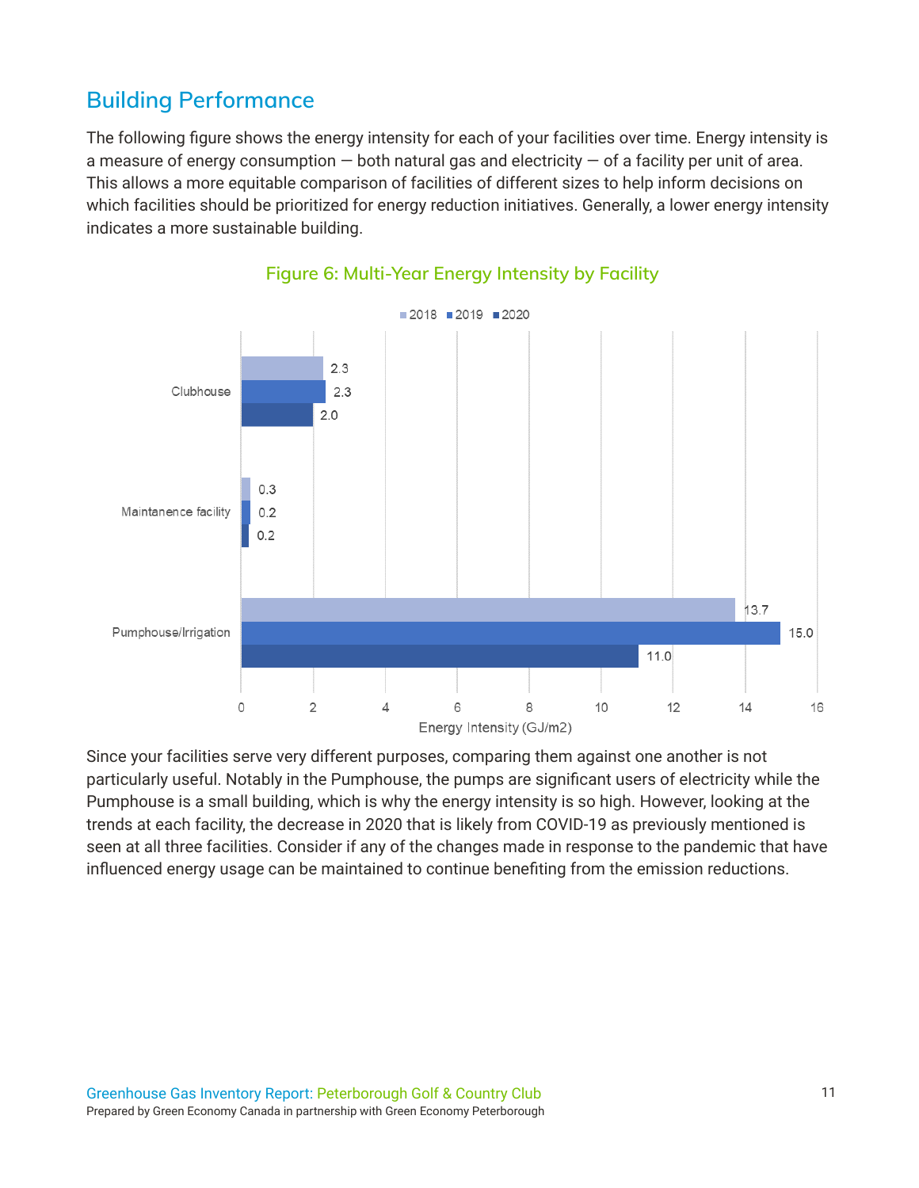## Building Performance

The following figure shows the energy intensity for each of your facilities over time. Energy intensity is a measure of energy consumption — both natural gas and electricity — of a facility per unit of area. This allows a more equitable comparison of facilities of different sizes to help inform decisions on which facilities should be prioritized for energy reduction initiatives. Generally, a lower energy intensity indicates a more sustainable building.

Figure 6: Multi-Year Energy Intensity by Facility

2018 2019 2020

Clubhouse
2.3
2.3
2.0

Maintanence facility
0.3
0.2
0.2

Pumphouse/Irrigation
13.7
15.0
11.0

0 2 4 6 8 10 12 14 16

Energy Intensity (GJ/m2)

Since your facilities serve very different purposes, comparing them against one another is not particularly useful. Notably in the Pumphouse, the pumps are significant users of electricity while the Pumphouse is a small building, which is why the energy intensity is so high. However, looking at the trends at each facility, the decrease in 2020 that is likely from COVID-19 as previously mentioned is seen at all three facilities. Consider if any of the changes made in response to the pandemic that have influenced energy usage can be maintained to continue benefiting from the emission reductions.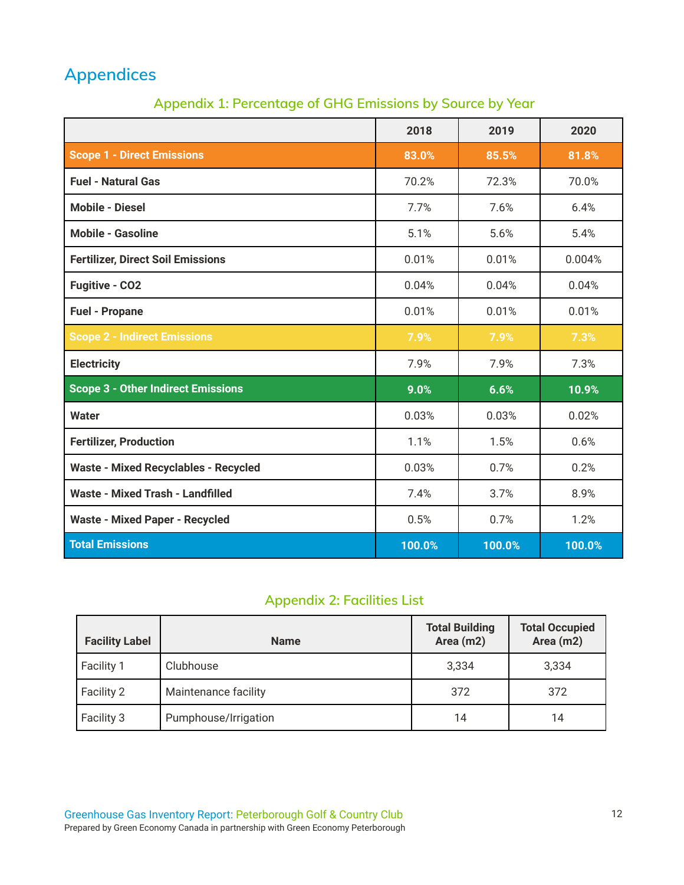# Appendices

## Appendix 1: Percentage of GHG Emissions by Source by Year

| | 2018 | 2019 | 2020 |
|---|---|---|---|
| **Scope 1 - Direct Emissions** | **83.0%** | **85.5%** | **81.8%** |
| **Fuel - Natural Gas** | 70.2% | 72.3% | 70.0% |
| **Mobile - Diesel** | 7.7% | 7.6% | 6.4% |
| **Mobile - Gasoline** | 5.1% | 5.6% | 5.4% |
| **Fertilizer, Direct Soil Emissions** | 0.01% | 0.01% | 0.004% |
| **Fugitive - CO2** | 0.04% | 0.04% | 0.04% |
| **Fuel - Propane** | 0.01% | 0.01% | 0.01% |
| **Scope 2 - Indirect Emissions** | **7.9%** | **7.9%** | **7.3%** |
| **Electricity** | 7.9% | 7.9% | 7.3% |
| **Scope 3 - Other Indirect Emissions** | **9.0%** | **6.6%** | **10.9%** |
| **Water** | 0.03% | 0.03% | 0.02% |
| **Fertilizer, Production** | 1.1% | 1.5% | 0.6% |
| **Waste - Mixed Recyclables - Recycled** | 0.03% | 0.7% | 0.2% |
| **Waste - Mixed Trash - Landfilled** | 7.4% | 3.7% | 8.9% |
| **Waste - Mixed Paper - Recycled** | 0.5% | 0.7% | 1.2% |
| **Total Emissions** | **100.0%** | **100.0%** | **100.0%** |

## Appendix 2: Facilities List

| Facility Label | Name | Total Building Area (m2) | Total Occupied Area (m2) |
|---|---|---|---|
| Facility 1 | Clubhouse | 3,334 | 3,334 |
| Facility 2 | Maintenance facility | 372 | 372 |
| Facility 3 | Pumphouse/Irrigation | 14 | 14 |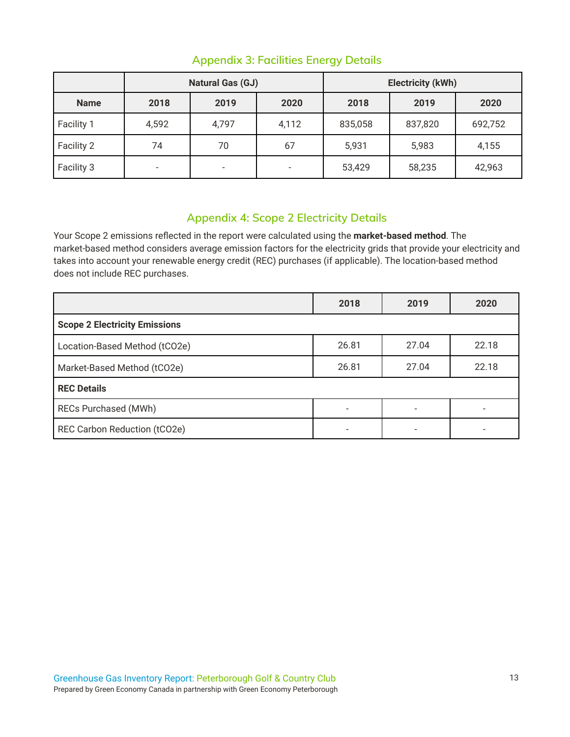## Appendix 3: Facilities Energy Details

| | Natural Gas (GJ) | | | Electricity (kWh) | | |
|---|---|---|---|---|---|---|
| Name | 2018 | 2019 | 2020 | 2018 | 2019 | 2020 |
| Facility 1 | 4,592 | 4,797 | 4,112 | 835,058 | 837,820 | 692,752 |
| Facility 2 | 74 | 70 | 67 | 5,931 | 5,983 | 4,155 |
| Facility 3 | - | - | - | 53,429 | 58,235 | 42,963 |

## Appendix 4: Scope 2 Electricity Details

Your Scope 2 emissions reflected in the report were calculated using the **market-based method**. The market-based method considers average emission factors for the electricity grids that provide your electricity and takes into account your renewable energy credit (REC) purchases (if applicable). The location-based method does not include REC purchases.

| | 2018 | 2019 | 2020 |
|---|---|---|---|
| **Scope 2 Electricity Emissions** | | | |
| Location-Based Method (tCO2e) | 26.81 | 27.04 | 22.18 |
| Market-Based Method (tCO2e) | 26.81 | 27.04 | 22.18 |
| **REC Details** | | | |
| RECs Purchased (MWh) | - | - | - |
| REC Carbon Reduction (tCO2e) | - | - | - |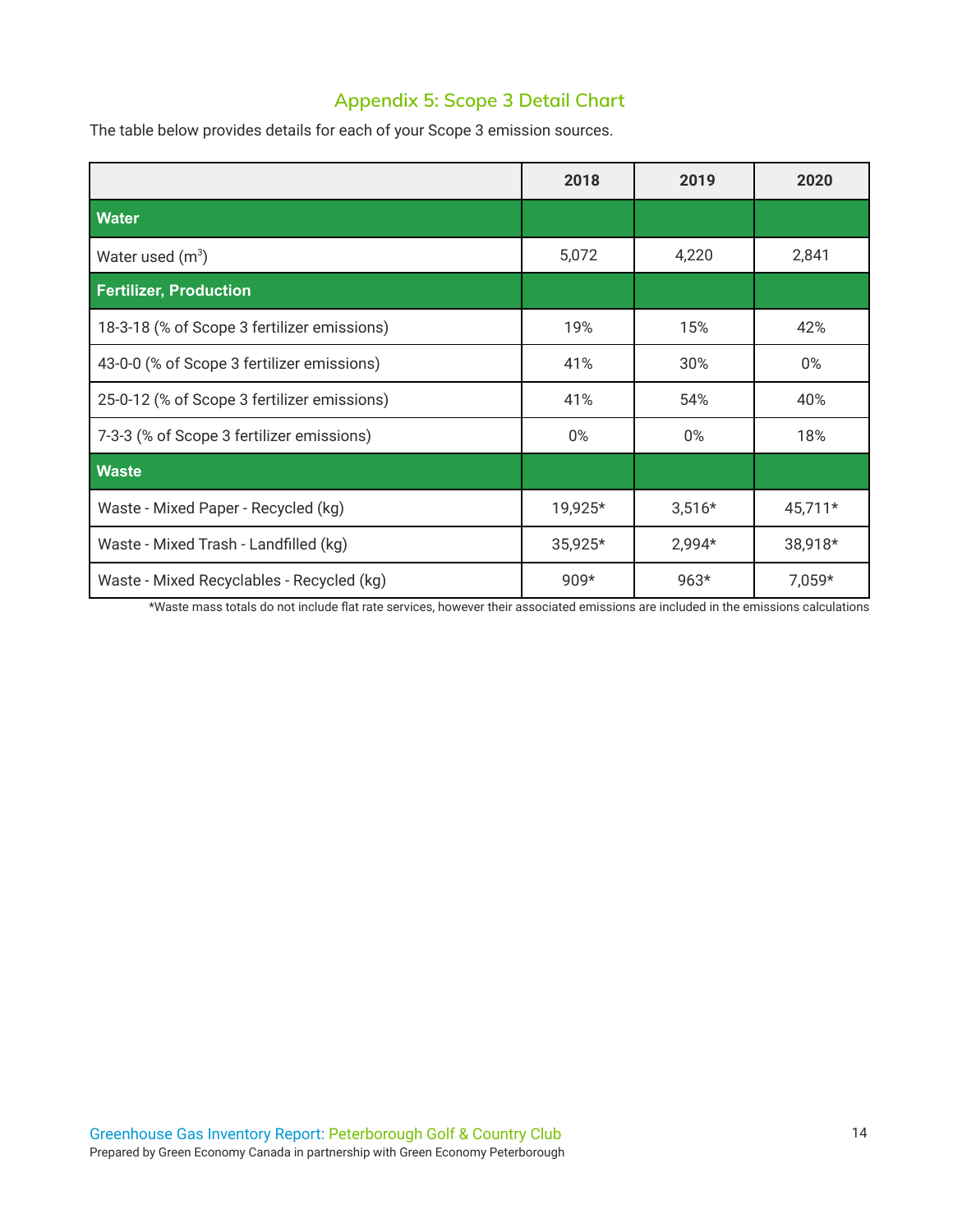## Appendix 5: Scope 3 Detail Chart

The table below provides details for each of your Scope 3 emission sources.

| | 2018 | 2019 | 2020 |
|---|---|---|---|
| **Water** | | | |
| Water used ($m^3$) | 5,072 | 4,220 | 2,841 |
| **Fertilizer, Production** | | | |
| 18-3-18 (% of Scope 3 fertilizer emissions) | 19% | 15% | 42% |
| 43-0-0 (% of Scope 3 fertilizer emissions) | 41% | 30% | 0% |
| 25-0-12 (% of Scope 3 fertilizer emissions) | 41% | 54% | 40% |
| 7-3-3 (% of Scope 3 fertilizer emissions) | 0% | 0% | 18% |
| **Waste** | | | |
| Waste - Mixed Paper - Recycled (kg) | 19,925* | 3,516* | 45,711* |
| Waste - Mixed Trash - Landfilled (kg) | 35,925* | 2,994* | 38,918* |
| Waste - Mixed Recyclables - Recycled (kg) | 909* | 963* | 7,059* |

*Waste mass totals do not include flat rate services, however their associated emissions are included in the emissions calculations